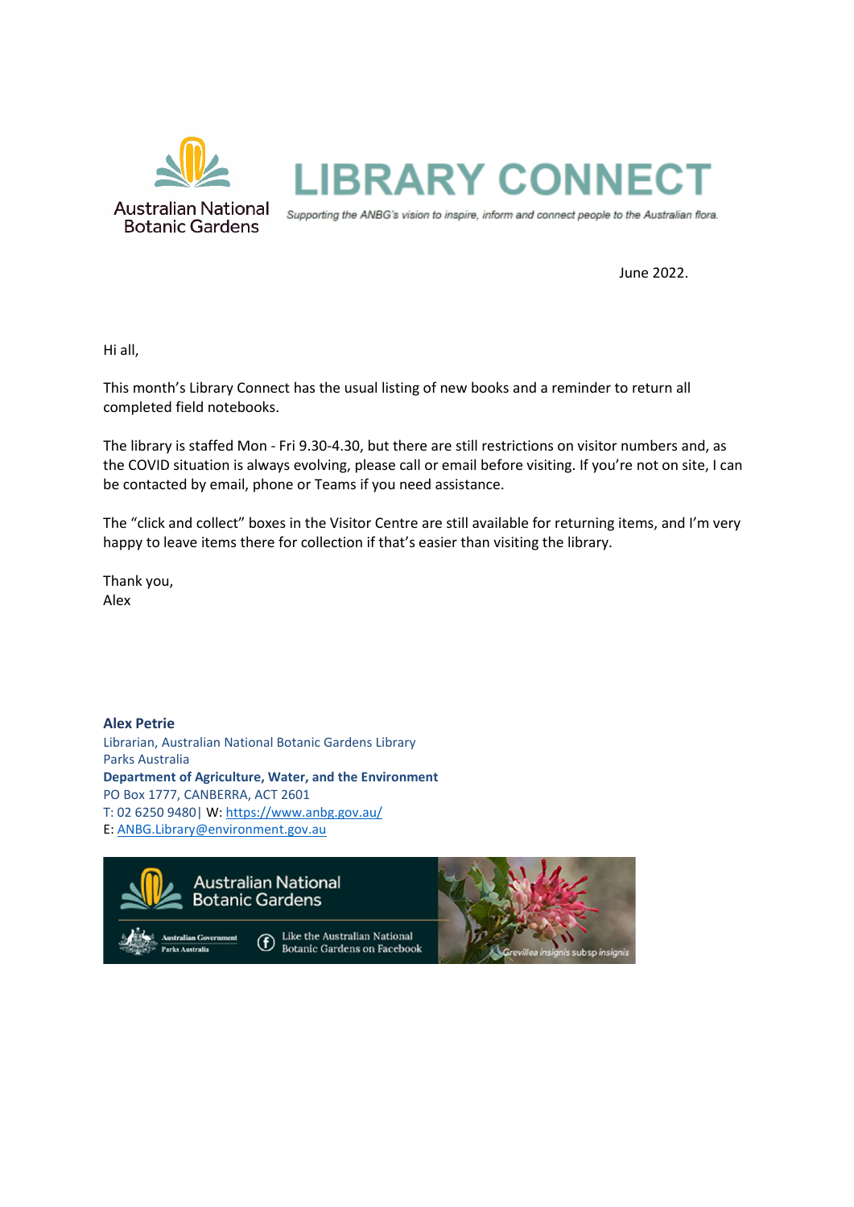Australian National Botanic Gardens

# LIBRARY CONNECT

*Supporting the ANBG's vision to inspire, inform and connect people to the Australian flora.*

June 2022.

Hi all,

This month's Library Connect has the usual listing of new books and a reminder to return all completed field notebooks.

The library is staffed Mon - Fri 9.30-4.30, but there are still restrictions on visitor numbers and, as the COVID situation is always evolving, please call or email before visiting. If you're not on site, I can be contacted by email, phone or Teams if you need assistance.

The "click and collect" boxes in the Visitor Centre are still available for returning items, and I'm very happy to leave items there for collection if that's easier than visiting the library.

Thank you,
Alex

**Alex Petrie**
Librarian, Australian National Botanic Gardens Library
Parks Australia
**Department of Agriculture, Water, and the Environment**
PO Box 1777, CANBERRA, ACT 2601
T: 02 6250 9480| W: https://www.anbg.gov.au/
E: ANBG.Library@environment.gov.au

Australian National Botanic Gardens
Australian Government Parks Australia
Like the Australian National Botanic Gardens on Facebook
*Grevillea insignis subsp insignis*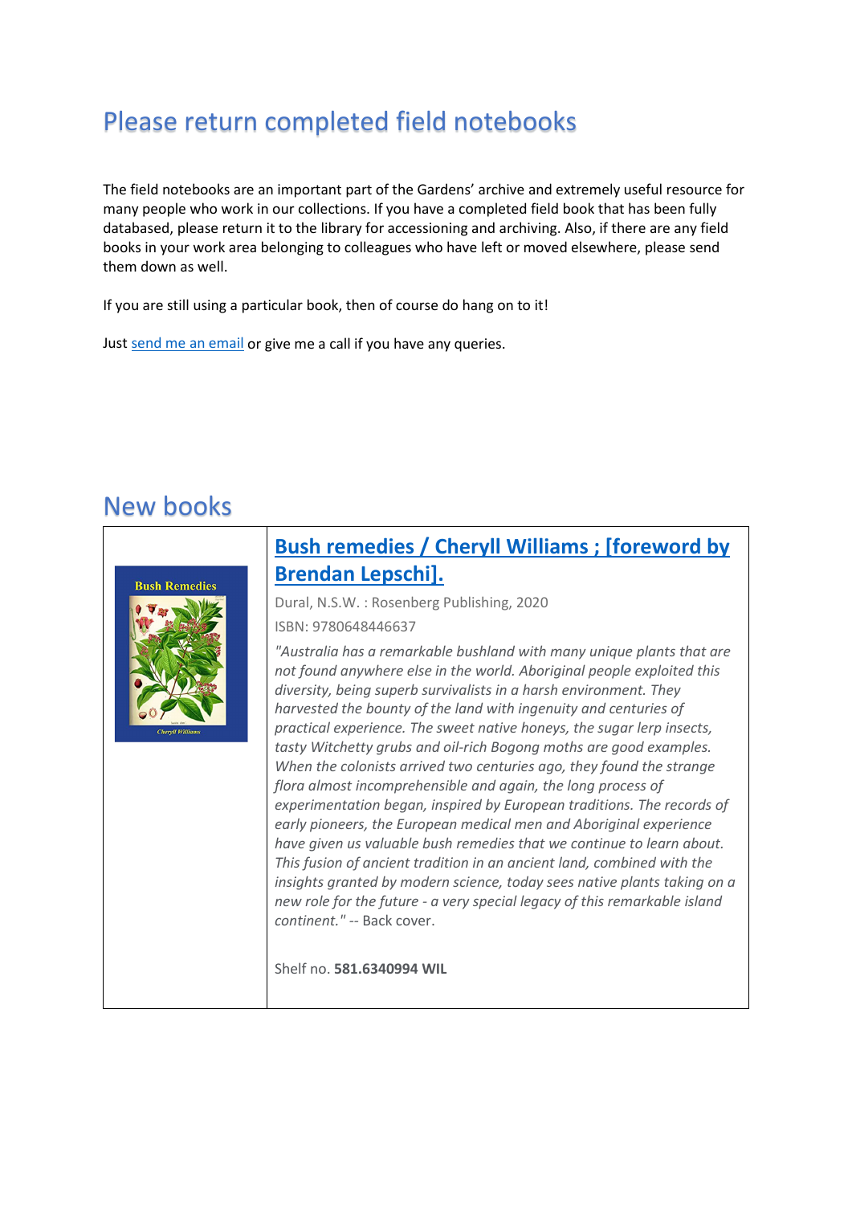## Please return completed field notebooks

The field notebooks are an important part of the Gardens' archive and extremely useful resource for many people who work in our collections. If you have a completed field book that has been fully databased, please return it to the library for accessioning and archiving. Also, if there are any field books in your work area belonging to colleagues who have left or moved elsewhere, please send them down as well.

If you are still using a particular book, then of course do hang on to it!

Just send me an email or give me a call if you have any queries.

## New books

### Bush remedies / Cheryll Williams ; [foreword by Brendan Lepschi].

Dural, N.S.W. : Rosenberg Publishing, 2020

ISBN: 9780648446637

*"Australia has a remarkable bushland with many unique plants that are not found anywhere else in the world. Aboriginal people exploited this diversity, being superb survivalists in a harsh environment. They harvested the bounty of the land with ingenuity and centuries of practical experience. The sweet native honeys, the sugar lerp insects, tasty Witchetty grubs and oil-rich Bogong moths are good examples. When the colonists arrived two centuries ago, they found the strange flora almost incomprehensible and again, the long process of experimentation began, inspired by European traditions. The records of early pioneers, the European medical men and Aboriginal experience have given us valuable bush remedies that we continue to learn about. This fusion of ancient tradition in an ancient land, combined with the insights granted by modern science, today sees native plants taking on a new role for the future - a very special legacy of this remarkable island continent."* -- Back cover.

Shelf no. **581.6340994 WIL**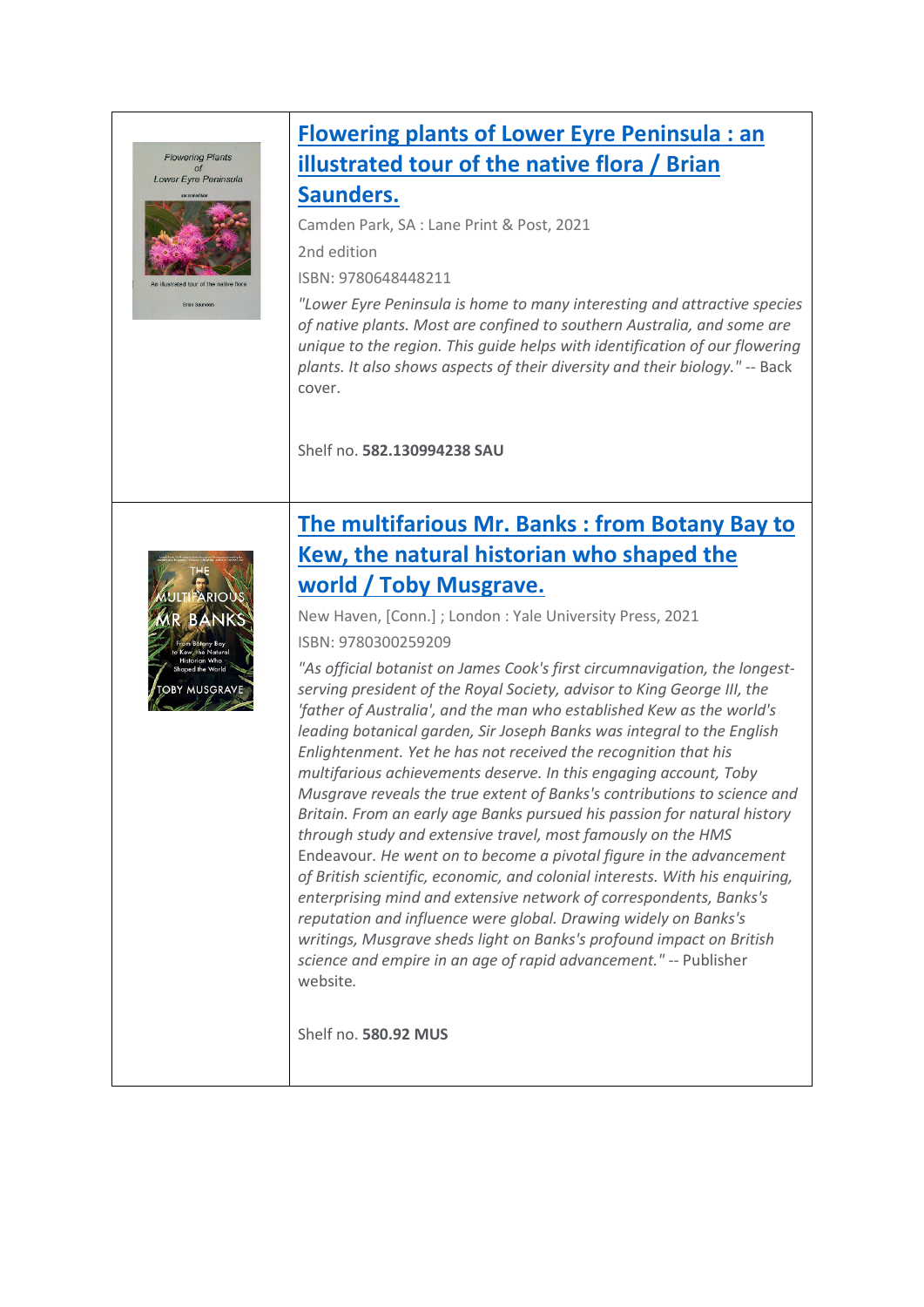## Flowering plants of Lower Eyre Peninsula : an illustrated tour of the native flora / Brian Saunders.

Camden Park, SA : Lane Print & Post, 2021

2nd edition

ISBN: 9780648448211

*"Lower Eyre Peninsula is home to many interesting and attractive species of native plants. Most are confined to southern Australia, and some are unique to the region. This guide helps with identification of our flowering plants. It also shows aspects of their diversity and their biology."* -- Back cover.

Shelf no. **582.130994238 SAU**

## The multifarious Mr. Banks : from Botany Bay to Kew, the natural historian who shaped the world / Toby Musgrave.

New Haven, [Conn.] ; London : Yale University Press, 2021

ISBN: 9780300259209

*"As official botanist on James Cook's first circumnavigation, the longest-serving president of the Royal Society, advisor to King George III, the 'father of Australia', and the man who established Kew as the world's leading botanical garden, Sir Joseph Banks was integral to the English Enlightenment. Yet he has not received the recognition that his multifarious achievements deserve. In this engaging account, Toby Musgrave reveals the true extent of Banks's contributions to science and Britain. From an early age Banks pursued his passion for natural history through study and extensive travel, most famously on the HMS* Endeavour*. He went on to become a pivotal figure in the advancement of British scientific, economic, and colonial interests. With his enquiring, enterprising mind and extensive network of correspondents, Banks's reputation and influence were global. Drawing widely on Banks's writings, Musgrave sheds light on Banks's profound impact on British science and empire in an age of rapid advancement."* -- Publisher website.

Shelf no. **580.92 MUS**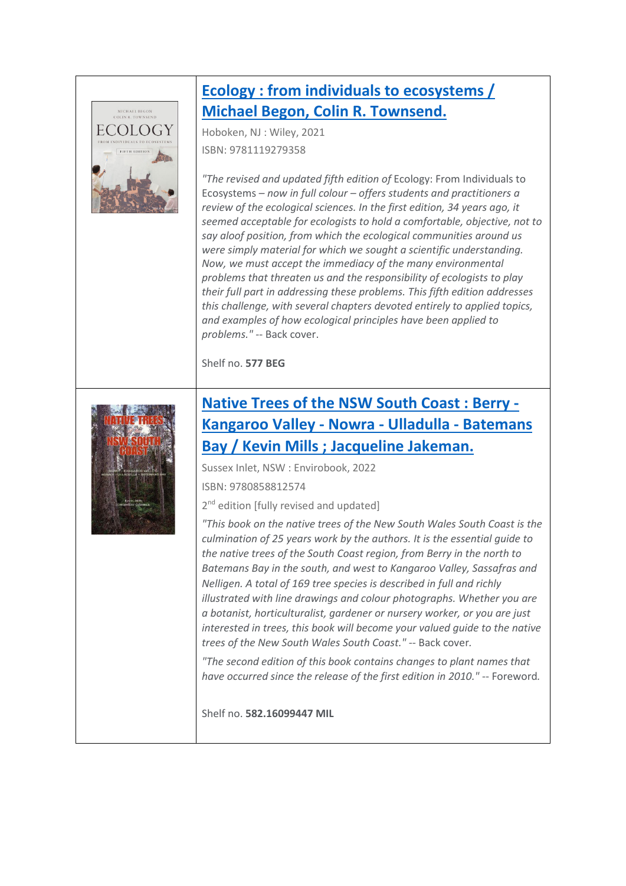## Ecology : from individuals to ecosystems / Michael Begon, Colin R. Townsend.

Hoboken, NJ : Wiley, 2021

ISBN: 9781119279358

*"The revised and updated fifth edition of* Ecology: From Individuals to Ecosystems *– now in full colour – offers students and practitioners a review of the ecological sciences. In the first edition, 34 years ago, it seemed acceptable for ecologists to hold a comfortable, objective, not to say aloof position, from which the ecological communities around us were simply material for which we sought a scientific understanding. Now, we must accept the immediacy of the many environmental problems that threaten us and the responsibility of ecologists to play their full part in addressing these problems. This fifth edition addresses this challenge, with several chapters devoted entirely to applied topics, and examples of how ecological principles have been applied to problems."* -- Back cover.

Shelf no. **577 BEG**

## Native Trees of the NSW South Coast : Berry - Kangaroo Valley - Nowra - Ulladulla - Batemans Bay / Kevin Mills ; Jacqueline Jakeman.

Sussex Inlet, NSW : Envirobook, 2022

ISBN: 9780858812574

2nd edition [fully revised and updated]

*"This book on the native trees of the New South Wales South Coast is the culmination of 25 years work by the authors. It is the essential guide to the native trees of the South Coast region, from Berry in the north to Batemans Bay in the south, and west to Kangaroo Valley, Sassafras and Nelligen. A total of 169 tree species is described in full and richly illustrated with line drawings and colour photographs. Whether you are a botanist, horticulturalist, gardener or nursery worker, or you are just interested in trees, this book will become your valued guide to the native trees of the New South Wales South Coast."* -- Back cover.

*"The second edition of this book contains changes to plant names that have occurred since the release of the first edition in 2010."* -- Foreword.

Shelf no. **582.16099447 MIL**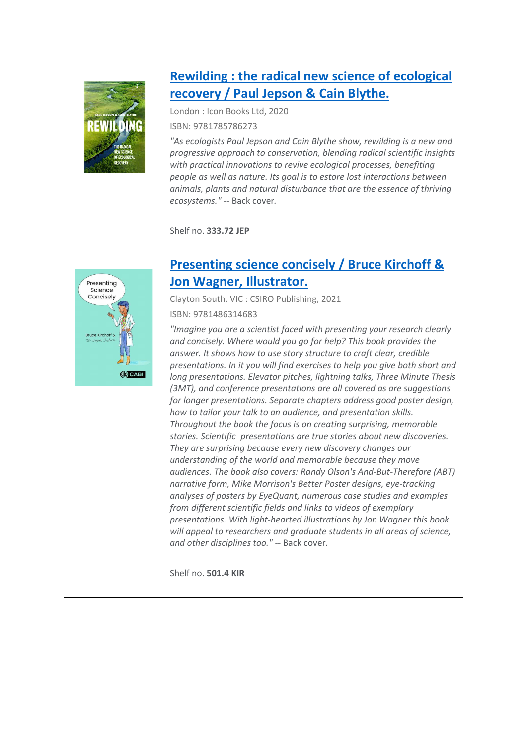## [Rewilding : the radical new science of ecological recovery / Paul Jepson & Cain Blythe.]

London : Icon Books Ltd, 2020

ISBN: 9781785786273

*"As ecologists Paul Jepson and Cain Blythe show, rewilding is a new and progressive approach to conservation, blending radical scientific insights with practical innovations to revive ecological processes, benefiting people as well as nature. Its goal is to estore lost interactions between animals, plants and natural disturbance that are the essence of thriving ecosystems."* -- Back cover.

Shelf no. **333.72 JEP**

## [Presenting science concisely / Bruce Kirchoff & Jon Wagner, Illustrator.]

Clayton South, VIC : CSIRO Publishing, 2021

ISBN: 9781486314683

*"Imagine you are a scientist faced with presenting your research clearly and concisely. Where would you go for help? This book provides the answer. It shows how to use story structure to craft clear, credible presentations. In it you will find exercises to help you give both short and long presentations. Elevator pitches, lightning talks, Three Minute Thesis (3MT), and conference presentations are all covered as are suggestions for longer presentations. Separate chapters address good poster design, how to tailor your talk to an audience, and presentation skills. Throughout the book the focus is on creating surprising, memorable stories. Scientific presentations are true stories about new discoveries. They are surprising because every new discovery changes our understanding of the world and memorable because they move audiences. The book also covers: Randy Olson's And-But-Therefore (ABT) narrative form, Mike Morrison's Better Poster designs, eye-tracking analyses of posters by EyeQuant, numerous case studies and examples from different scientific fields and links to videos of exemplary presentations. With light-hearted illustrations by Jon Wagner this book will appeal to researchers and graduate students in all areas of science, and other disciplines too."* -- Back cover.

Shelf no. **501.4 KIR**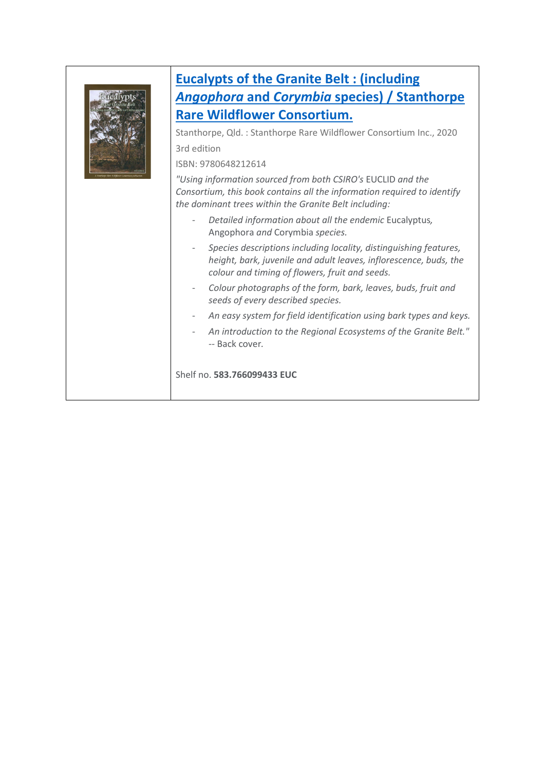## [**Eucalypts of the Granite Belt : (including *Angophora* and *Corymbia* species) / Stanthorpe Rare Wildflower Consortium.**]

Stanthorpe, Qld. : Stanthorpe Rare Wildflower Consortium Inc., 2020

3rd edition

ISBN: 9780648212614

*"Using information sourced from both CSIRO's* EUCLID *and the Consortium, this book contains all the information required to identify the dominant trees within the Granite Belt including:*

- *Detailed information about all the endemic* Eucalyptus*,* Angophora *and* Corymbia *species.*
- *Species descriptions including locality, distinguishing features, height, bark, juvenile and adult leaves, inflorescence, buds, the colour and timing of flowers, fruit and seeds.*
- *Colour photographs of the form, bark, leaves, buds, fruit and seeds of every described species.*
- *An easy system for field identification using bark types and keys.*
- *An introduction to the Regional Ecosystems of the Granite Belt."* -- Back cover.

Shelf no. **583.766099433 EUC**